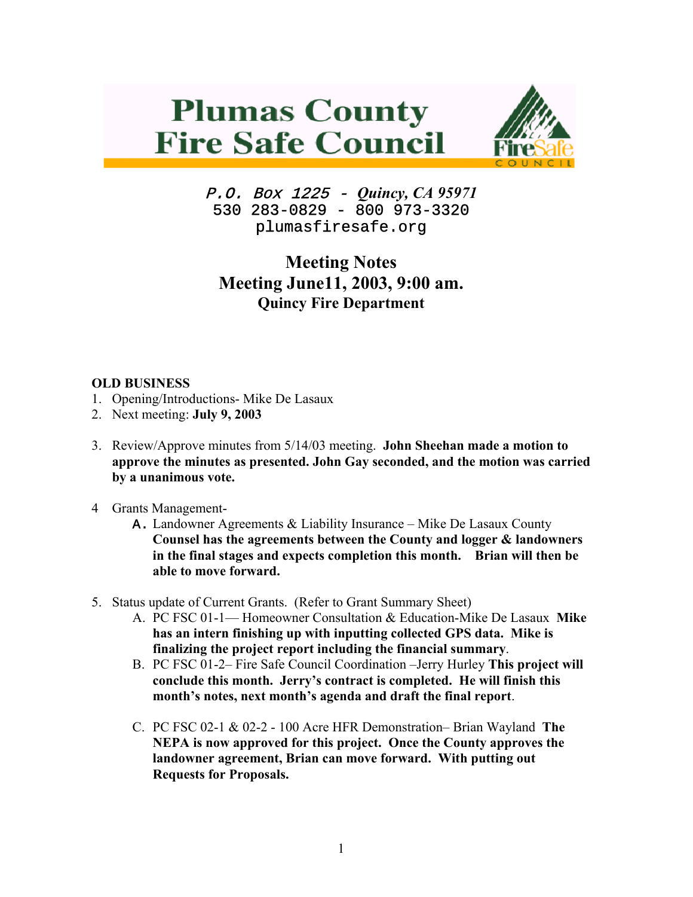# Plumas County Fire Safe Council

*P.O. Box 1225 - Quincy, CA 95971*
530 283-0829 - 800 973-3320
plumasfiresafe.org

## Meeting Notes
## Meeting June11, 2003, 9:00 am.
### Quincy Fire Department

**OLD BUSINESS**

1. Opening/Introductions- Mike De Lasaux
2. Next meeting: **July 9, 2003**
3. Review/Approve minutes from 5/14/03 meeting. **John Sheehan made a motion to approve the minutes as presented. John Gay seconded, and the motion was carried by a unanimous vote.**
4. Grants Management-
   A. Landowner Agreements & Liability Insurance – Mike De Lasaux County **Counsel has the agreements between the County and logger & landowners in the final stages and expects completion this month. Brian will then be able to move forward.**
5. Status update of Current Grants. (Refer to Grant Summary Sheet)
   A. PC FSC 01-1— Homeowner Consultation & Education-Mike De Lasaux **Mike has an intern finishing up with inputting collected GPS data. Mike is finalizing the project report including the financial summary**.
   B. PC FSC 01-2– Fire Safe Council Coordination –Jerry Hurley **This project will conclude this month. Jerry's contract is completed. He will finish this month's notes, next month's agenda and draft the final report**.
   C. PC FSC 02-1 & 02-2 - 100 Acre HFR Demonstration– Brian Wayland **The NEPA is now approved for this project. Once the County approves the landowner agreement, Brian can move forward. With putting out Requests for Proposals.**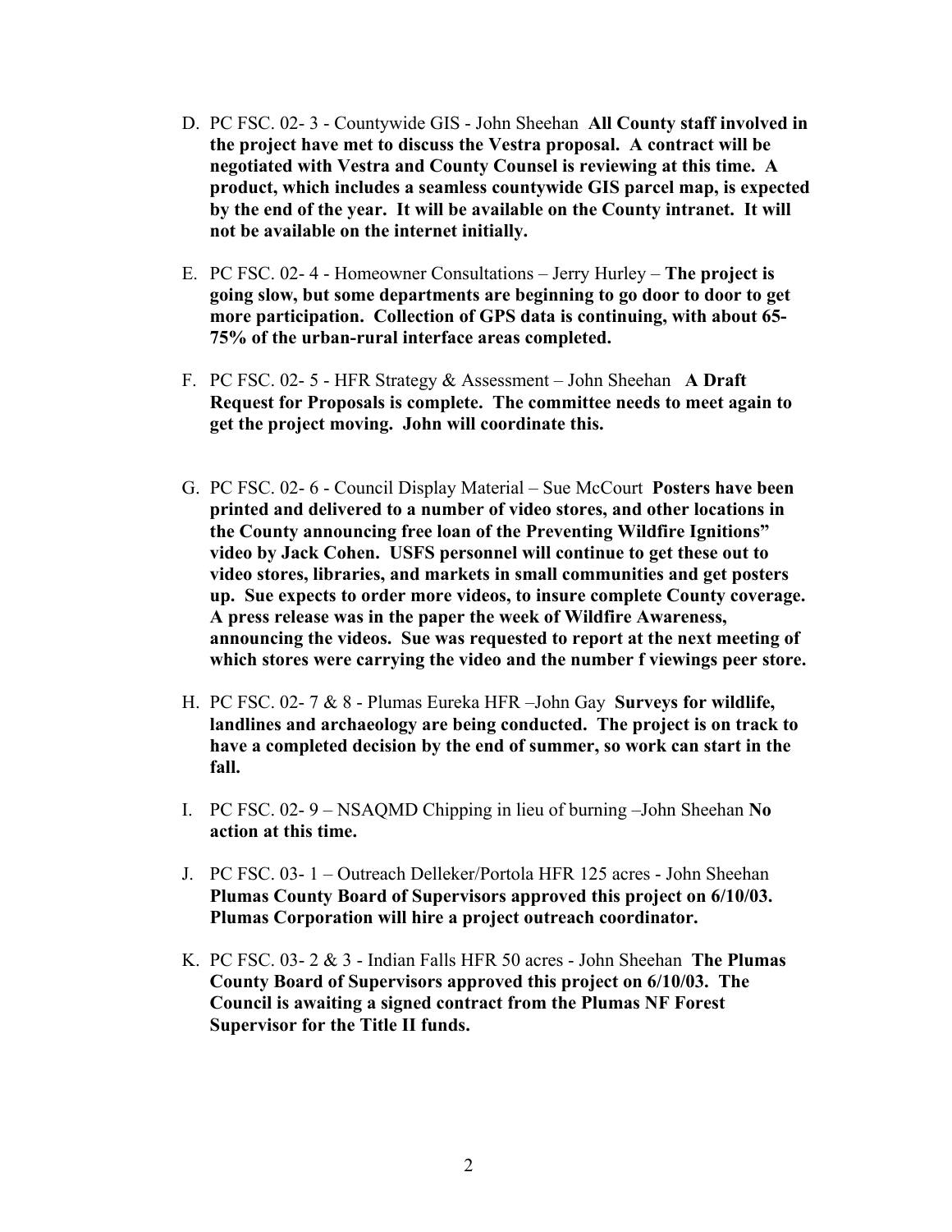D. PC FSC. 02- 3 - Countywide GIS - John Sheehan **All County staff involved in the project have met to discuss the Vestra proposal. A contract will be negotiated with Vestra and County Counsel is reviewing at this time. A product, which includes a seamless countywide GIS parcel map, is expected by the end of the year. It will be available on the County intranet. It will not be available on the internet initially.**

E. PC FSC. 02- 4 - Homeowner Consultations – Jerry Hurley – **The project is going slow, but some departments are beginning to go door to door to get more participation. Collection of GPS data is continuing, with about 65-75% of the urban-rural interface areas completed.**

F. PC FSC. 02- 5 - HFR Strategy & Assessment – John Sheehan **A Draft Request for Proposals is complete. The committee needs to meet again to get the project moving. John will coordinate this.**

G. PC FSC. 02- 6 - Council Display Material – Sue McCourt **Posters have been printed and delivered to a number of video stores, and other locations in the County announcing free loan of the Preventing Wildfire Ignitions" video by Jack Cohen. USFS personnel will continue to get these out to video stores, libraries, and markets in small communities and get posters up. Sue expects to order more videos, to insure complete County coverage. A press release was in the paper the week of Wildfire Awareness, announcing the videos. Sue was requested to report at the next meeting of which stores were carrying the video and the number f viewings peer store.**

H. PC FSC. 02- 7 & 8 - Plumas Eureka HFR –John Gay **Surveys for wildlife, landlines and archaeology are being conducted. The project is on track to have a completed decision by the end of summer, so work can start in the fall.**

I. PC FSC. 02- 9 – NSAQMD Chipping in lieu of burning –John Sheehan **No action at this time.**

J. PC FSC. 03- 1 – Outreach Delleker/Portola HFR 125 acres - John Sheehan **Plumas County Board of Supervisors approved this project on 6/10/03. Plumas Corporation will hire a project outreach coordinator.**

K. PC FSC. 03- 2 & 3 - Indian Falls HFR 50 acres - John Sheehan **The Plumas County Board of Supervisors approved this project on 6/10/03. The Council is awaiting a signed contract from the Plumas NF Forest Supervisor for the Title II funds.**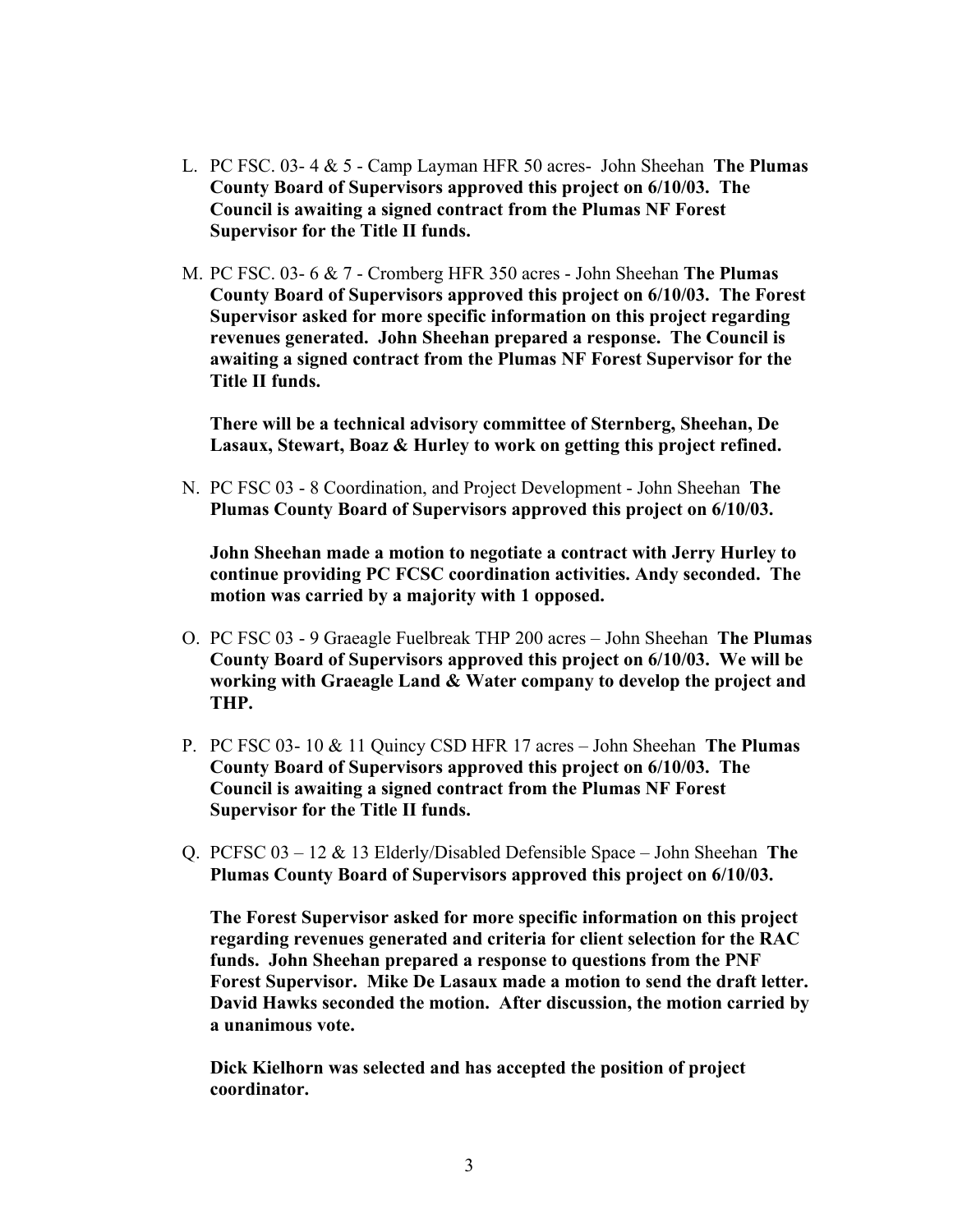L. PC FSC. 03- 4 & 5 - Camp Layman HFR 50 acres- John Sheehan **The Plumas County Board of Supervisors approved this project on 6/10/03. The Council is awaiting a signed contract from the Plumas NF Forest Supervisor for the Title II funds.**

M. PC FSC. 03- 6 & 7 - Cromberg HFR 350 acres - John Sheehan **The Plumas County Board of Supervisors approved this project on 6/10/03. The Forest Supervisor asked for more specific information on this project regarding revenues generated. John Sheehan prepared a response. The Council is awaiting a signed contract from the Plumas NF Forest Supervisor for the Title II funds.**

   **There will be a technical advisory committee of Sternberg, Sheehan, De Lasaux, Stewart, Boaz & Hurley to work on getting this project refined.**

N. PC FSC 03 - 8 Coordination, and Project Development - John Sheehan **The Plumas County Board of Supervisors approved this project on 6/10/03.**

   **John Sheehan made a motion to negotiate a contract with Jerry Hurley to continue providing PC FCSC coordination activities. Andy seconded. The motion was carried by a majority with 1 opposed.**

O. PC FSC 03 - 9 Graeagle Fuelbreak THP 200 acres – John Sheehan **The Plumas County Board of Supervisors approved this project on 6/10/03. We will be working with Graeagle Land & Water company to develop the project and THP.**

P. PC FSC 03- 10 & 11 Quincy CSD HFR 17 acres – John Sheehan **The Plumas County Board of Supervisors approved this project on 6/10/03. The Council is awaiting a signed contract from the Plumas NF Forest Supervisor for the Title II funds.**

Q. PCFSC 03 – 12 & 13 Elderly/Disabled Defensible Space – John Sheehan **The Plumas County Board of Supervisors approved this project on 6/10/03.**

   **The Forest Supervisor asked for more specific information on this project regarding revenues generated and criteria for client selection for the RAC funds. John Sheehan prepared a response to questions from the PNF Forest Supervisor. Mike De Lasaux made a motion to send the draft letter. David Hawks seconded the motion. After discussion, the motion carried by a unanimous vote.**

   **Dick Kielhorn was selected and has accepted the position of project coordinator.**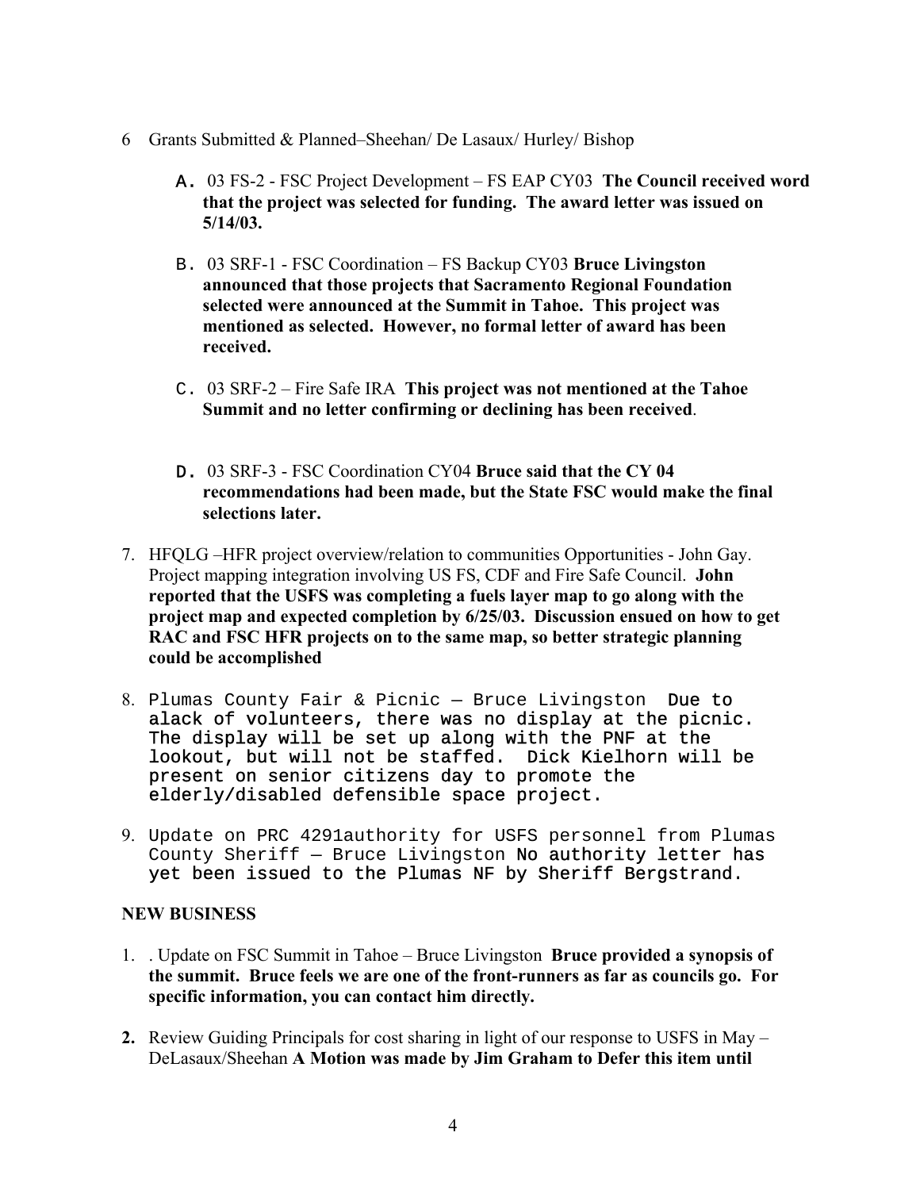6 Grants Submitted & Planned–Sheehan/ De Lasaux/ Hurley/ Bishop

   A. 03 FS-2 - FSC Project Development – FS EAP CY03 **The Council received word that the project was selected for funding. The award letter was issued on 5/14/03.**

   B. 03 SRF-1 - FSC Coordination – FS Backup CY03 **Bruce Livingston announced that those projects that Sacramento Regional Foundation selected were announced at the Summit in Tahoe. This project was mentioned as selected. However, no formal letter of award has been received.**

   C. 03 SRF-2 – Fire Safe IRA **This project was not mentioned at the Tahoe Summit and no letter confirming or declining has been received**.

   D. 03 SRF-3 - FSC Coordination CY04 **Bruce said that the CY 04 recommendations had been made, but the State FSC would make the final selections later.**

7. HFQLG –HFR project overview/relation to communities Opportunities - John Gay. Project mapping integration involving US FS, CDF and Fire Safe Council. **John reported that the USFS was completing a fuels layer map to go along with the project map and expected completion by 6/25/03. Discussion ensued on how to get RAC and FSC HFR projects on to the same map, so better strategic planning could be accomplished**

8. Plumas County Fair & Picnic – Bruce Livingston Due to alack of volunteers, there was no display at the picnic. The display will be set up along with the PNF at the lookout, but will not be staffed. Dick Kielhorn will be present on senior citizens day to promote the elderly/disabled defensible space project.

9. Update on PRC 4291authority for USFS personnel from Plumas County Sheriff – Bruce Livingston No authority letter has yet been issued to the Plumas NF by Sheriff Bergstrand.

**NEW BUSINESS**

1. . Update on FSC Summit in Tahoe – Bruce Livingston **Bruce provided a synopsis of the summit. Bruce feels we are one of the front-runners as far as councils go. For specific information, you can contact him directly.**

2. Review Guiding Principals for cost sharing in light of our response to USFS in May – DeLasaux/Sheehan **A Motion was made by Jim Graham to Defer this item until**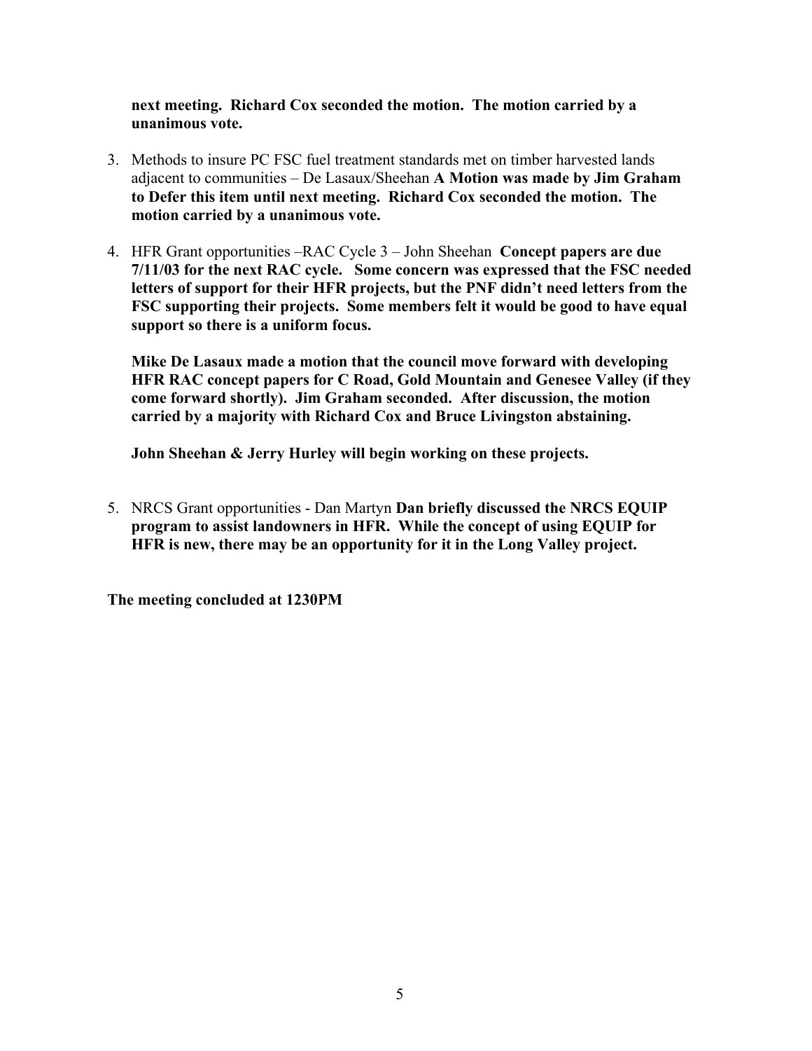**next meeting. Richard Cox seconded the motion. The motion carried by a unanimous vote.**

3. Methods to insure PC FSC fuel treatment standards met on timber harvested lands adjacent to communities – De Lasaux/Sheehan **A Motion was made by Jim Graham to Defer this item until next meeting. Richard Cox seconded the motion. The motion carried by a unanimous vote.**

4. HFR Grant opportunities –RAC Cycle 3 – John Sheehan **Concept papers are due 7/11/03 for the next RAC cycle. Some concern was expressed that the FSC needed letters of support for their HFR projects, but the PNF didn't need letters from the FSC supporting their projects. Some members felt it would be good to have equal support so there is a uniform focus.**

   **Mike De Lasaux made a motion that the council move forward with developing HFR RAC concept papers for C Road, Gold Mountain and Genesee Valley (if they come forward shortly). Jim Graham seconded. After discussion, the motion carried by a majority with Richard Cox and Bruce Livingston abstaining.**

   **John Sheehan & Jerry Hurley will begin working on these projects.**

5. NRCS Grant opportunities - Dan Martyn **Dan briefly discussed the NRCS EQUIP program to assist landowners in HFR. While the concept of using EQUIP for HFR is new, there may be an opportunity for it in the Long Valley project.**

**The meeting concluded at 1230PM**